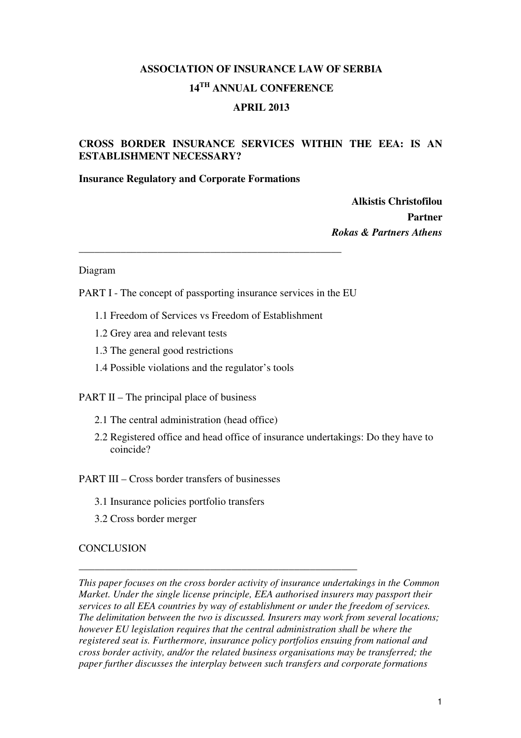**ASSOCIATION OF INSURANCE LAW OF SERBIA**

**14TH ANNUAL CONFERENCE**

**APRIL 2013**

# CROSS BORDER INSURANCE SERVICES WITHIN THE EEA: IS AN ESTABLISHMENT NECESSARY?

**Insurance Regulatory and Corporate Formations**

**Alkistis Christofilou**
**Partner**
***Rokas & Partners Athens***

---

Diagram

PART I - The concept of passporting insurance services in the EU

- 1.1 Freedom of Services vs Freedom of Establishment
- 1.2 Grey area and relevant tests
- 1.3 The general good restrictions
- 1.4 Possible violations and the regulator's tools

PART II – The principal place of business

- 2.1 The central administration (head office)
- 2.2 Registered office and head office of insurance undertakings: Do they have to coincide?

PART III – Cross border transfers of businesses

- 3.1 Insurance policies portfolio transfers
- 3.2 Cross border merger

CONCLUSION

---

*This paper focuses on the cross border activity of insurance undertakings in the Common Market. Under the single license principle, EEA authorised insurers may passport their services to all EEA countries by way of establishment or under the freedom of services. The delimitation between the two is discussed. Insurers may work from several locations; however EU legislation requires that the central administration shall be where the registered seat is. Furthermore, insurance policy portfolios ensuing from national and cross border activity, and/or the related business organisations may be transferred; the paper further discusses the interplay between such transfers and corporate formations*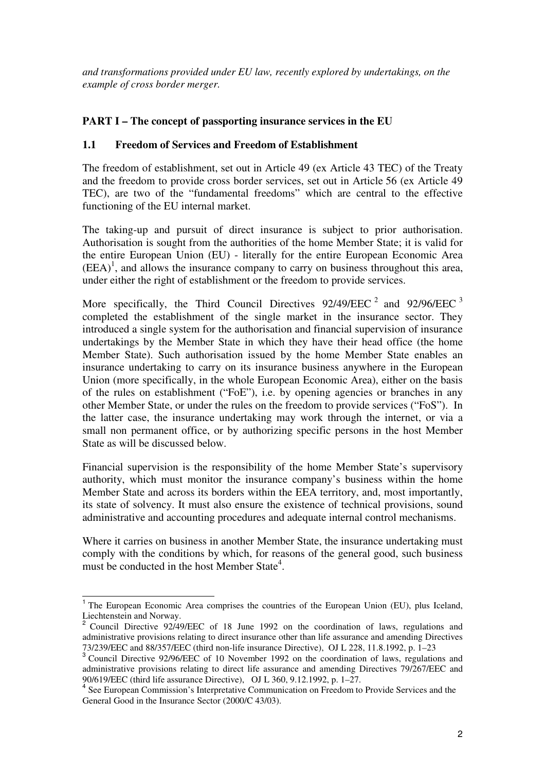*and transformations provided under EU law, recently explored by undertakings, on the example of cross border merger.*

## PART I – The concept of passporting insurance services in the EU

### 1.1 Freedom of Services and Freedom of Establishment

The freedom of establishment, set out in Article 49 (ex Article 43 TEC) of the Treaty and the freedom to provide cross border services, set out in Article 56 (ex Article 49 TEC), are two of the "fundamental freedoms" which are central to the effective functioning of the EU internal market.

The taking-up and pursuit of direct insurance is subject to prior authorisation. Authorisation is sought from the authorities of the home Member State; it is valid for the entire European Union (EU) - literally for the entire European Economic Area (EEA)[1], and allows the insurance company to carry on business throughout this area, under either the right of establishment or the freedom to provide services.

More specifically, the Third Council Directives 92/49/EEC[2] and 92/96/EEC[3] completed the establishment of the single market in the insurance sector. They introduced a single system for the authorisation and financial supervision of insurance undertakings by the Member State in which they have their head office (the home Member State). Such authorisation issued by the home Member State enables an insurance undertaking to carry on its insurance business anywhere in the European Union (more specifically, in the whole European Economic Area), either on the basis of the rules on establishment ("FoE"), i.e. by opening agencies or branches in any other Member State, or under the rules on the freedom to provide services ("FoS"). In the latter case, the insurance undertaking may work through the internet, or via a small non permanent office, or by authorizing specific persons in the host Member State as will be discussed below.

Financial supervision is the responsibility of the home Member State's supervisory authority, which must monitor the insurance company's business within the home Member State and across its borders within the EEA territory, and, most importantly, its state of solvency. It must also ensure the existence of technical provisions, sound administrative and accounting procedures and adequate internal control mechanisms.

Where it carries on business in another Member State, the insurance undertaking must comply with the conditions by which, for reasons of the general good, such business must be conducted in the host Member State[4].

---

[1] The European Economic Area comprises the countries of the European Union (EU), plus Iceland, Liechtenstein and Norway.

[2] Council Directive 92/49/EEC of 18 June 1992 on the coordination of laws, regulations and administrative provisions relating to direct insurance other than life assurance and amending Directives 73/239/EEC and 88/357/EEC (third non-life insurance Directive), OJ L 228, 11.8.1992, p. 1–23

[3] Council Directive 92/96/EEC of 10 November 1992 on the coordination of laws, regulations and administrative provisions relating to direct life assurance and amending Directives 79/267/EEC and 90/619/EEC (third life assurance Directive), OJ L 360, 9.12.1992, p. 1–27.

[4] See European Commission's Interpretative Communication on Freedom to Provide Services and the General Good in the Insurance Sector (2000/C 43/03).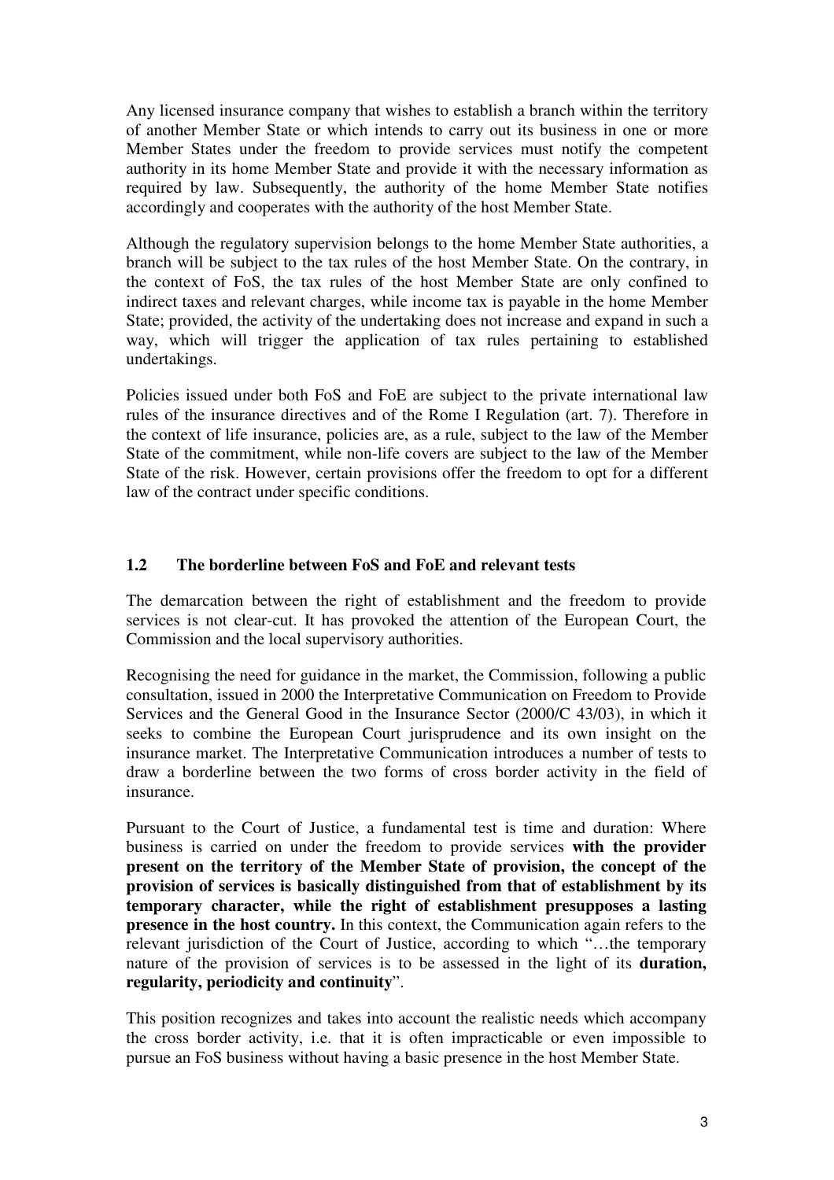Any licensed insurance company that wishes to establish a branch within the territory of another Member State or which intends to carry out its business in one or more Member States under the freedom to provide services must notify the competent authority in its home Member State and provide it with the necessary information as required by law. Subsequently, the authority of the home Member State notifies accordingly and cooperates with the authority of the host Member State.

Although the regulatory supervision belongs to the home Member State authorities, a branch will be subject to the tax rules of the host Member State. On the contrary, in the context of FoS, the tax rules of the host Member State are only confined to indirect taxes and relevant charges, while income tax is payable in the home Member State; provided, the activity of the undertaking does not increase and expand in such a way, which will trigger the application of tax rules pertaining to established undertakings.

Policies issued under both FoS and FoE are subject to the private international law rules of the insurance directives and of the Rome I Regulation (art. 7). Therefore in the context of life insurance, policies are, as a rule, subject to the law of the Member State of the commitment, while non-life covers are subject to the law of the Member State of the risk. However, certain provisions offer the freedom to opt for a different law of the contract under specific conditions.

## 1.2 The borderline between FoS and FoE and relevant tests

The demarcation between the right of establishment and the freedom to provide services is not clear-cut. It has provoked the attention of the European Court, the Commission and the local supervisory authorities.

Recognising the need for guidance in the market, the Commission, following a public consultation, issued in 2000 the Interpretative Communication on Freedom to Provide Services and the General Good in the Insurance Sector (2000/C 43/03), in which it seeks to combine the European Court jurisprudence and its own insight on the insurance market. The Interpretative Communication introduces a number of tests to draw a borderline between the two forms of cross border activity in the field of insurance.

Pursuant to the Court of Justice, a fundamental test is time and duration: Where business is carried on under the freedom to provide services **with the provider present on the territory of the Member State of provision, the concept of the provision of services is basically distinguished from that of establishment by its temporary character, while the right of establishment presupposes a lasting presence in the host country.** In this context, the Communication again refers to the relevant jurisdiction of the Court of Justice, according to which "…the temporary nature of the provision of services is to be assessed in the light of its **duration, regularity, periodicity and continuity**".

This position recognizes and takes into account the realistic needs which accompany the cross border activity, i.e. that it is often impracticable or even impossible to pursue an FoS business without having a basic presence in the host Member State.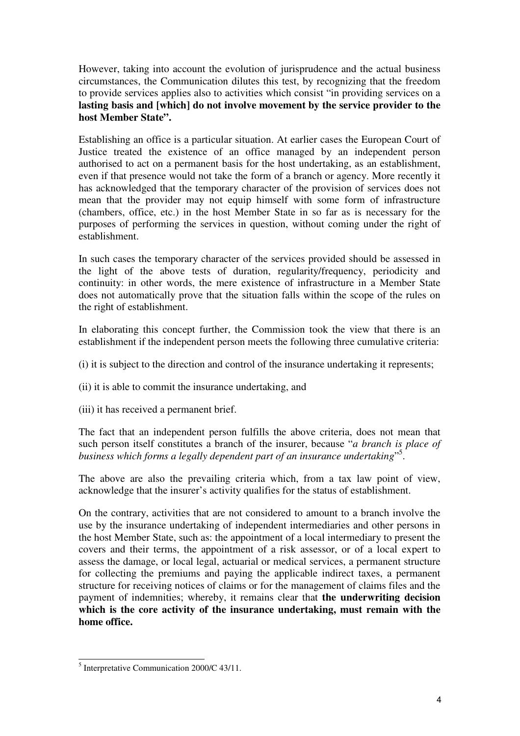However, taking into account the evolution of jurisprudence and the actual business circumstances, the Communication dilutes this test, by recognizing that the freedom to provide services applies also to activities which consist "in providing services on a **lasting basis and [which] do not involve movement by the service provider to the host Member State".**

Establishing an office is a particular situation. At earlier cases the European Court of Justice treated the existence of an office managed by an independent person authorised to act on a permanent basis for the host undertaking, as an establishment, even if that presence would not take the form of a branch or agency. More recently it has acknowledged that the temporary character of the provision of services does not mean that the provider may not equip himself with some form of infrastructure (chambers, office, etc.) in the host Member State in so far as is necessary for the purposes of performing the services in question, without coming under the right of establishment.

In such cases the temporary character of the services provided should be assessed in the light of the above tests of duration, regularity/frequency, periodicity and continuity: in other words, the mere existence of infrastructure in a Member State does not automatically prove that the situation falls within the scope of the rules on the right of establishment.

In elaborating this concept further, the Commission took the view that there is an establishment if the independent person meets the following three cumulative criteria:

(i) it is subject to the direction and control of the insurance undertaking it represents;

(ii) it is able to commit the insurance undertaking, and

(iii) it has received a permanent brief.

The fact that an independent person fulfills the above criteria, does not mean that such person itself constitutes a branch of the insurer, because "*a branch is place of business which forms a legally dependent part of an insurance undertaking*"[5].

The above are also the prevailing criteria which, from a tax law point of view, acknowledge that the insurer's activity qualifies for the status of establishment.

On the contrary, activities that are not considered to amount to a branch involve the use by the insurance undertaking of independent intermediaries and other persons in the host Member State, such as: the appointment of a local intermediary to present the covers and their terms, the appointment of a risk assessor, or of a local expert to assess the damage, or local legal, actuarial or medical services, a permanent structure for collecting the premiums and paying the applicable indirect taxes, a permanent structure for receiving notices of claims or for the management of claims files and the payment of indemnities; whereby, it remains clear that **the underwriting decision which is the core activity of the insurance undertaking, must remain with the home office.**

---

[5] Interpretative Communication 2000/C 43/11.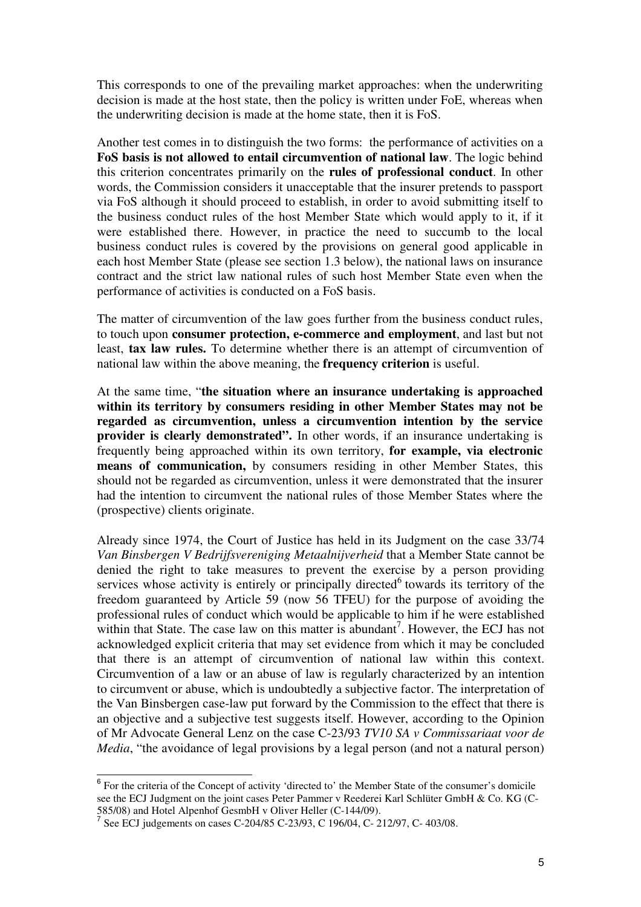This corresponds to one of the prevailing market approaches: when the underwriting decision is made at the host state, then the policy is written under FoE, whereas when the underwriting decision is made at the home state, then it is FoS.

Another test comes in to distinguish the two forms: the performance of activities on a **FoS basis is not allowed to entail circumvention of national law**. The logic behind this criterion concentrates primarily on the **rules of professional conduct**. In other words, the Commission considers it unacceptable that the insurer pretends to passport via FoS although it should proceed to establish, in order to avoid submitting itself to the business conduct rules of the host Member State which would apply to it, if it were established there. However, in practice the need to succumb to the local business conduct rules is covered by the provisions on general good applicable in each host Member State (please see section 1.3 below), the national laws on insurance contract and the strict law national rules of such host Member State even when the performance of activities is conducted on a FoS basis.

The matter of circumvention of the law goes further from the business conduct rules, to touch upon **consumer protection, e-commerce and employment**, and last but not least, **tax law rules.** To determine whether there is an attempt of circumvention of national law within the above meaning, the **frequency criterion** is useful.

At the same time, "**the situation where an insurance undertaking is approached within its territory by consumers residing in other Member States may not be regarded as circumvention, unless a circumvention intention by the service provider is clearly demonstrated".** In other words, if an insurance undertaking is frequently being approached within its own territory, **for example, via electronic means of communication,** by consumers residing in other Member States, this should not be regarded as circumvention, unless it were demonstrated that the insurer had the intention to circumvent the national rules of those Member States where the (prospective) clients originate.

Already since 1974, the Court of Justice has held in its Judgment on the case 33/74 *Van Binsbergen V Bedrijfsvereniging Metaalnijverheid* that a Member State cannot be denied the right to take measures to prevent the exercise by a person providing services whose activity is entirely or principally directed[6] towards its territory of the freedom guaranteed by Article 59 (now 56 TFEU) for the purpose of avoiding the professional rules of conduct which would be applicable to him if he were established within that State. The case law on this matter is abundant[7]. However, the ECJ has not acknowledged explicit criteria that may set evidence from which it may be concluded that there is an attempt of circumvention of national law within this context. Circumvention of a law or an abuse of law is regularly characterized by an intention to circumvent or abuse, which is undoubtedly a subjective factor. The interpretation of the Van Binsbergen case-law put forward by the Commission to the effect that there is an objective and a subjective test suggests itself. However, according to the Opinion of Mr Advocate General Lenz on the case C-23/93 *TV10 SA v Commissariaat voor de Media*, "the avoidance of legal provisions by a legal person (and not a natural person)

---

[6] For the criteria of the Concept of activity 'directed to' the Member State of the consumer's domicile see the ECJ Judgment on the joint cases Peter Pammer v Reederei Karl Schlüter GmbH & Co. KG (C-585/08) and Hotel Alpenhof GesmbH v Oliver Heller (C-144/09).

[7] See ECJ judgements on cases C-204/85 C-23/93, C 196/04, C- 212/97, C- 403/08.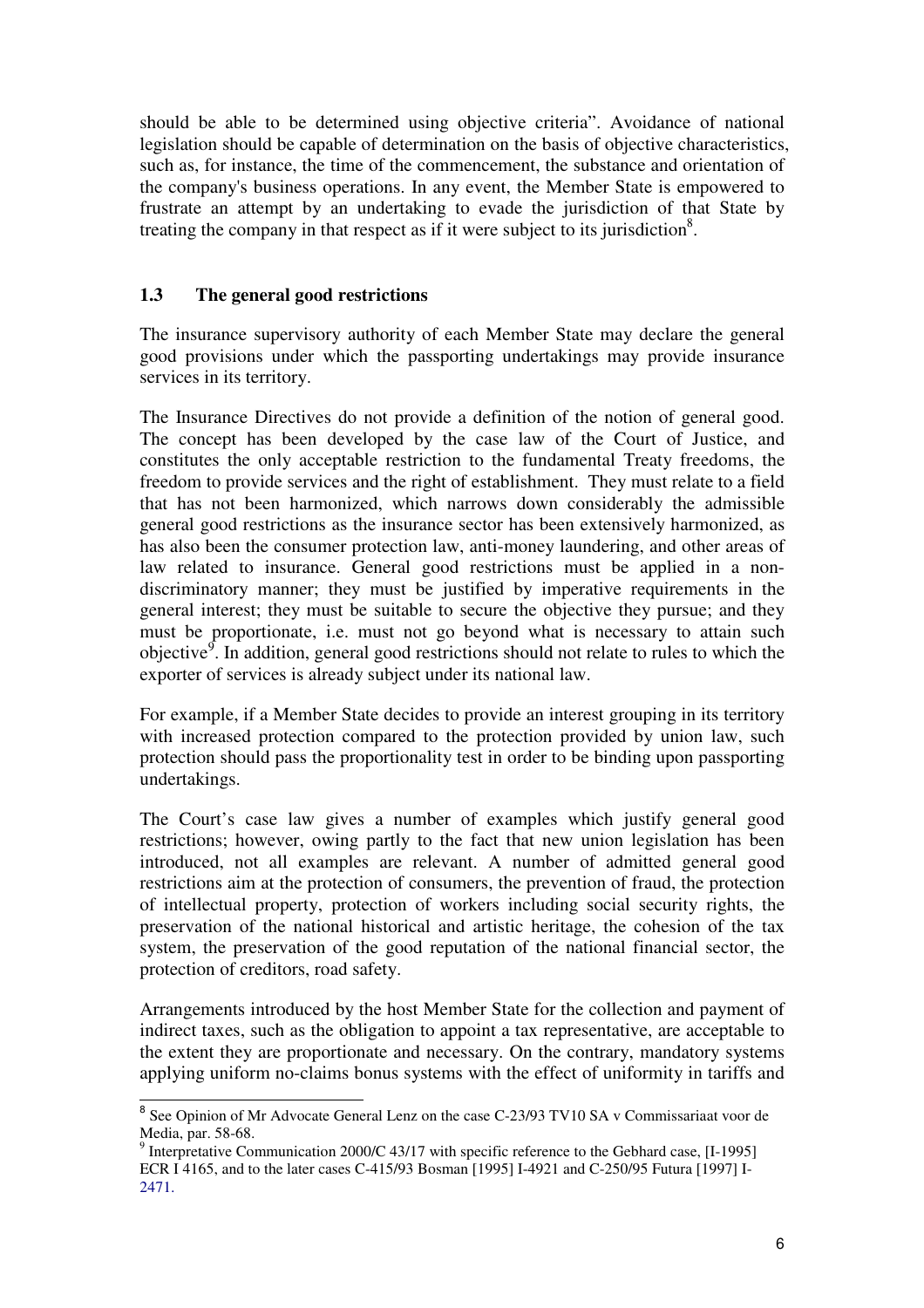should be able to be determined using objective criteria". Avoidance of national legislation should be capable of determination on the basis of objective characteristics, such as, for instance, the time of the commencement, the substance and orientation of the company's business operations. In any event, the Member State is empowered to frustrate an attempt by an undertaking to evade the jurisdiction of that State by treating the company in that respect as if it were subject to its jurisdiction[8].

## 1.3 The general good restrictions

The insurance supervisory authority of each Member State may declare the general good provisions under which the passporting undertakings may provide insurance services in its territory.

The Insurance Directives do not provide a definition of the notion of general good. The concept has been developed by the case law of the Court of Justice, and constitutes the only acceptable restriction to the fundamental Treaty freedoms, the freedom to provide services and the right of establishment. They must relate to a field that has not been harmonized, which narrows down considerably the admissible general good restrictions as the insurance sector has been extensively harmonized, as has also been the consumer protection law, anti-money laundering, and other areas of law related to insurance. General good restrictions must be applied in a non-discriminatory manner; they must be justified by imperative requirements in the general interest; they must be suitable to secure the objective they pursue; and they must be proportionate, i.e. must not go beyond what is necessary to attain such objective[9]. In addition, general good restrictions should not relate to rules to which the exporter of services is already subject under its national law.

For example, if a Member State decides to provide an interest grouping in its territory with increased protection compared to the protection provided by union law, such protection should pass the proportionality test in order to be binding upon passporting undertakings.

The Court's case law gives a number of examples which justify general good restrictions; however, owing partly to the fact that new union legislation has been introduced, not all examples are relevant. A number of admitted general good restrictions aim at the protection of consumers, the prevention of fraud, the protection of intellectual property, protection of workers including social security rights, the preservation of the national historical and artistic heritage, the cohesion of the tax system, the preservation of the good reputation of the national financial sector, the protection of creditors, road safety.

Arrangements introduced by the host Member State for the collection and payment of indirect taxes, such as the obligation to appoint a tax representative, are acceptable to the extent they are proportionate and necessary. On the contrary, mandatory systems applying uniform no-claims bonus systems with the effect of uniformity in tariffs and

---

[8] See Opinion of Mr Advocate General Lenz on the case C-23/93 TV10 SA v Commissariaat voor de Media, par. 58-68.

[9] Interpretative Communication 2000/C 43/17 with specific reference to the Gebhard case, [I-1995] ECR I 4165, and to the later cases C-415/93 Bosman [1995] I-4921 and C-250/95 Futura [1997] I-2471.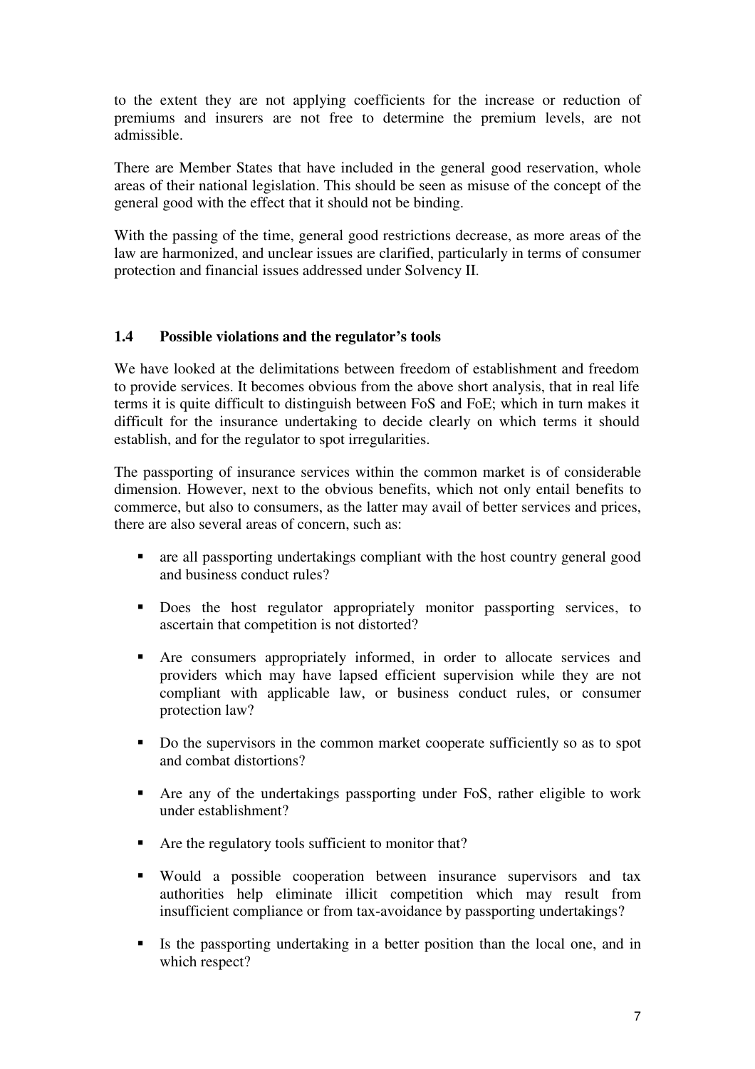to the extent they are not applying coefficients for the increase or reduction of premiums and insurers are not free to determine the premium levels, are not admissible.

There are Member States that have included in the general good reservation, whole areas of their national legislation. This should be seen as misuse of the concept of the general good with the effect that it should not be binding.

With the passing of the time, general good restrictions decrease, as more areas of the law are harmonized, and unclear issues are clarified, particularly in terms of consumer protection and financial issues addressed under Solvency II.

### 1.4 Possible violations and the regulator's tools

We have looked at the delimitations between freedom of establishment and freedom to provide services. It becomes obvious from the above short analysis, that in real life terms it is quite difficult to distinguish between FoS and FoE; which in turn makes it difficult for the insurance undertaking to decide clearly on which terms it should establish, and for the regulator to spot irregularities.

The passporting of insurance services within the common market is of considerable dimension. However, next to the obvious benefits, which not only entail benefits to commerce, but also to consumers, as the latter may avail of better services and prices, there are also several areas of concern, such as:

- are all passporting undertakings compliant with the host country general good and business conduct rules?
- Does the host regulator appropriately monitor passporting services, to ascertain that competition is not distorted?
- Are consumers appropriately informed, in order to allocate services and providers which may have lapsed efficient supervision while they are not compliant with applicable law, or business conduct rules, or consumer protection law?
- Do the supervisors in the common market cooperate sufficiently so as to spot and combat distortions?
- Are any of the undertakings passporting under FoS, rather eligible to work under establishment?
- Are the regulatory tools sufficient to monitor that?
- Would a possible cooperation between insurance supervisors and tax authorities help eliminate illicit competition which may result from insufficient compliance or from tax-avoidance by passporting undertakings?
- Is the passporting undertaking in a better position than the local one, and in which respect?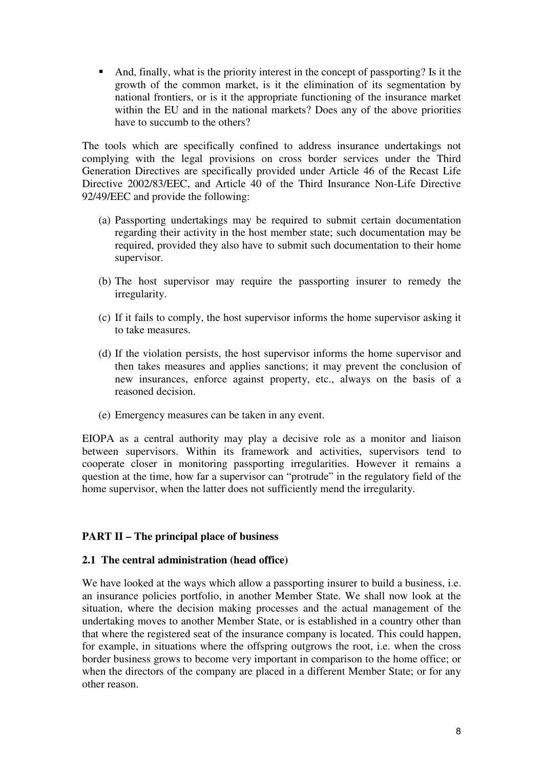- And, finally, what is the priority interest in the concept of passporting? Is it the growth of the common market, is it the elimination of its segmentation by national frontiers, or is it the appropriate functioning of the insurance market within the EU and in the national markets? Does any of the above priorities have to succumb to the others?

The tools which are specifically confined to address insurance undertakings not complying with the legal provisions on cross border services under the Third Generation Directives are specifically provided under Article 46 of the Recast Life Directive 2002/83/EEC, and Article 40 of the Third Insurance Non-Life Directive 92/49/EEC and provide the following:

(a) Passporting undertakings may be required to submit certain documentation regarding their activity in the host member state; such documentation may be required, provided they also have to submit such documentation to their home supervisor.

(b) The host supervisor may require the passporting insurer to remedy the irregularity.

(c) If it fails to comply, the host supervisor informs the home supervisor asking it to take measures.

(d) If the violation persists, the host supervisor informs the home supervisor and then takes measures and applies sanctions; it may prevent the conclusion of new insurances, enforce against property, etc., always on the basis of a reasoned decision.

(e) Emergency measures can be taken in any event.

EIOPA as a central authority may play a decisive role as a monitor and liaison between supervisors. Within its framework and activities, supervisors tend to cooperate closer in monitoring passporting irregularities. However it remains a question at the time, how far a supervisor can "protrude" in the regulatory field of the home supervisor, when the latter does not sufficiently mend the irregularity.

## PART II – The principal place of business

### 2.1 The central administration (head office)

We have looked at the ways which allow a passporting insurer to build a business, i.e. an insurance policies portfolio, in another Member State. We shall now look at the situation, where the decision making processes and the actual management of the undertaking moves to another Member State, or is established in a country other than that where the registered seat of the insurance company is located. This could happen, for example, in situations where the offspring outgrows the root, i.e. when the cross border business grows to become very important in comparison to the home office; or when the directors of the company are placed in a different Member State; or for any other reason.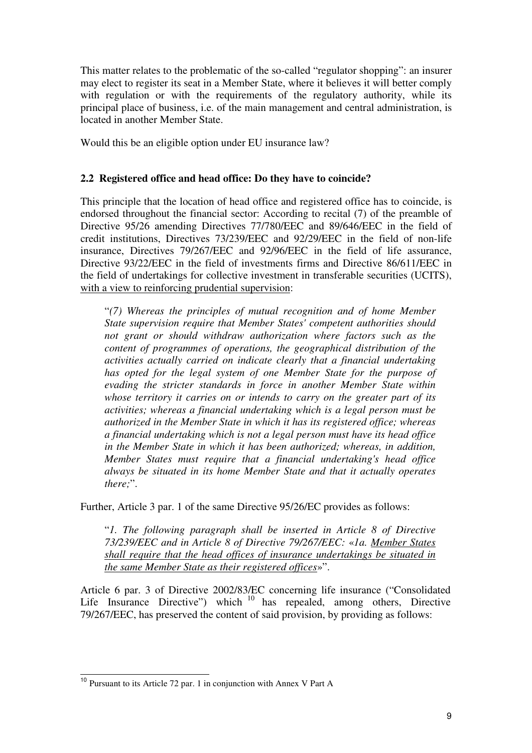This matter relates to the problematic of the so-called "regulator shopping": an insurer may elect to register its seat in a Member State, where it believes it will better comply with regulation or with the requirements of the regulatory authority, while its principal place of business, i.e. of the main management and central administration, is located in another Member State.

Would this be an eligible option under EU insurance law?

### 2.2 Registered office and head office: Do they have to coincide?

This principle that the location of head office and registered office has to coincide, is endorsed throughout the financial sector: According to recital (7) of the preamble of Directive 95/26 amending Directives 77/780/EEC and 89/646/EEC in the field of credit institutions, Directives 73/239/EEC and 92/29/EEC in the field of non-life insurance, Directives 79/267/EEC and 92/96/EEC in the field of life assurance, Directive 93/22/EEC in the field of investments firms and Directive 86/611/EEC in the field of undertakings for collective investment in transferable securities (UCITS), <u>with a view to reinforcing prudential supervision</u>:

> "*(7) Whereas the principles of mutual recognition and of home Member State supervision require that Member States' competent authorities should not grant or should withdraw authorization where factors such as the content of programmes of operations, the geographical distribution of the activities actually carried on indicate clearly that a financial undertaking has opted for the legal system of one Member State for the purpose of evading the stricter standards in force in another Member State within whose territory it carries on or intends to carry on the greater part of its activities; whereas a financial undertaking which is a legal person must be authorized in the Member State in which it has its registered office; whereas a financial undertaking which is not a legal person must have its head office in the Member State in which it has been authorized; whereas, in addition, Member States must require that a financial undertaking's head office always be situated in its home Member State and that it actually operates there;*".

Further, Article 3 par. 1 of the same Directive 95/26/EC provides as follows:

> "*1. The following paragraph shall be inserted in Article 8 of Directive 73/239/EEC and in Article 8 of Directive 79/267/EEC: «1a. <u>Member States shall require that the head offices of insurance undertakings be situated in the same Member State as their registered offices</u>»*".

Article 6 par. 3 of Directive 2002/83/EC concerning life insurance ("Consolidated Life Insurance Directive") which [10] has repealed, among others, Directive 79/267/EEC, has preserved the content of said provision, by providing as follows:

---

[10] Pursuant to its Article 72 par. 1 in conjunction with Annex V Part A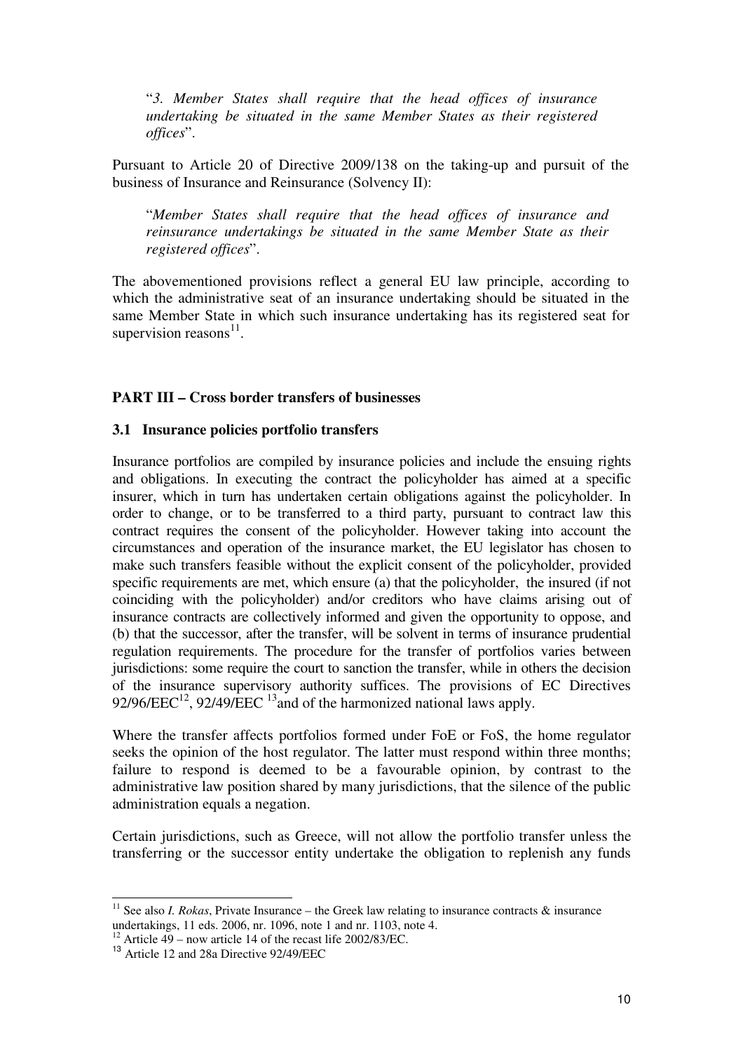"*3. Member States shall require that the head offices of insurance undertaking be situated in the same Member States as their registered offices*".

Pursuant to Article 20 of Directive 2009/138 on the taking-up and pursuit of the business of Insurance and Reinsurance (Solvency II):

"*Member States shall require that the head offices of insurance and reinsurance undertakings be situated in the same Member State as their registered offices*".

The abovementioned provisions reflect a general EU law principle, according to which the administrative seat of an insurance undertaking should be situated in the same Member State in which such insurance undertaking has its registered seat for supervision reasons[11].

**PART III – Cross border transfers of businesses**

**3.1 Insurance policies portfolio transfers**

Insurance portfolios are compiled by insurance policies and include the ensuing rights and obligations. In executing the contract the policyholder has aimed at a specific insurer, which in turn has undertaken certain obligations against the policyholder. In order to change, or to be transferred to a third party, pursuant to contract law this contract requires the consent of the policyholder. However taking into account the circumstances and operation of the insurance market, the EU legislator has chosen to make such transfers feasible without the explicit consent of the policyholder, provided specific requirements are met, which ensure (a) that the policyholder, the insured (if not coinciding with the policyholder) and/or creditors who have claims arising out of insurance contracts are collectively informed and given the opportunity to oppose, and (b) that the successor, after the transfer, will be solvent in terms of insurance prudential regulation requirements. The procedure for the transfer of portfolios varies between jurisdictions: some require the court to sanction the transfer, while in others the decision of the insurance supervisory authority suffices. The provisions of EC Directives 92/96/EEC[12], 92/49/EEC [13]and of the harmonized national laws apply.

Where the transfer affects portfolios formed under FoE or FoS, the home regulator seeks the opinion of the host regulator. The latter must respond within three months; failure to respond is deemed to be a favourable opinion, by contrast to the administrative law position shared by many jurisdictions, that the silence of the public administration equals a negation.

Certain jurisdictions, such as Greece, will not allow the portfolio transfer unless the transferring or the successor entity undertake the obligation to replenish any funds

---

[11] See also *I. Rokas*, Private Insurance – the Greek law relating to insurance contracts & insurance undertakings, 11 eds. 2006, nr. 1096, note 1 and nr. 1103, note 4.

[12] Article 49 – now article 14 of the recast life 2002/83/EC.

[13] Article 12 and 28a Directive 92/49/EEC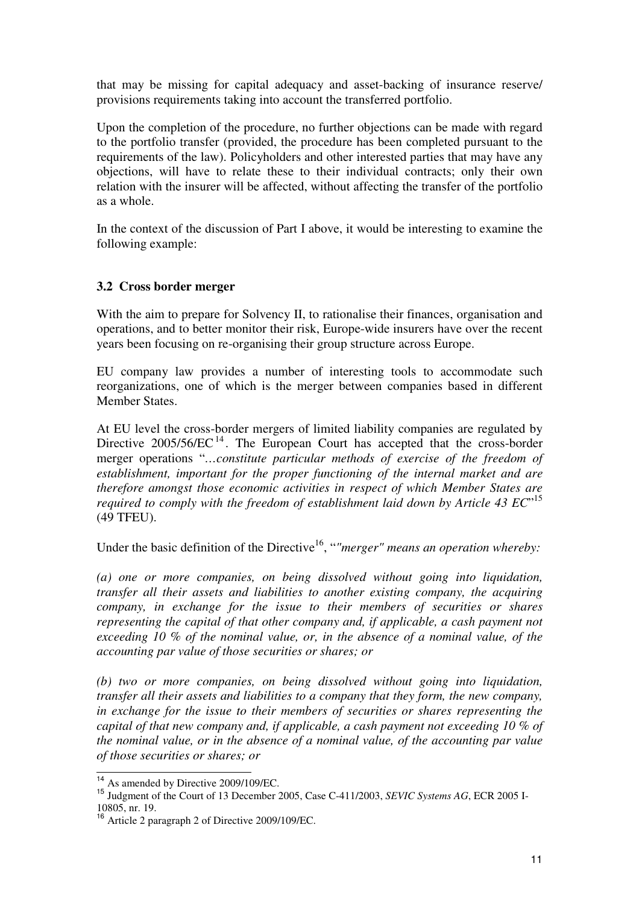that may be missing for capital adequacy and asset-backing of insurance reserve/ provisions requirements taking into account the transferred portfolio.

Upon the completion of the procedure, no further objections can be made with regard to the portfolio transfer (provided, the procedure has been completed pursuant to the requirements of the law). Policyholders and other interested parties that may have any objections, will have to relate these to their individual contracts; only their own relation with the insurer will be affected, without affecting the transfer of the portfolio as a whole.

In the context of the discussion of Part I above, it would be interesting to examine the following example:

### 3.2 Cross border merger

With the aim to prepare for Solvency II, to rationalise their finances, organisation and operations, and to better monitor their risk, Europe-wide insurers have over the recent years been focusing on re-organising their group structure across Europe.

EU company law provides a number of interesting tools to accommodate such reorganizations, one of which is the merger between companies based in different Member States.

At EU level the cross-border mergers of limited liability companies are regulated by Directive 2005/56/EC[14]. The European Court has accepted that the cross-border merger operations "*…constitute particular methods of exercise of the freedom of establishment, important for the proper functioning of the internal market and are therefore amongst those economic activities in respect of which Member States are required to comply with the freedom of establishment laid down by Article 43 EC*"[15] (49 TFEU).

Under the basic definition of the Directive[16], "*"merger" means an operation whereby:*

*(a) one or more companies, on being dissolved without going into liquidation, transfer all their assets and liabilities to another existing company, the acquiring company, in exchange for the issue to their members of securities or shares representing the capital of that other company and, if applicable, a cash payment not exceeding 10 % of the nominal value, or, in the absence of a nominal value, of the accounting par value of those securities or shares; or*

*(b) two or more companies, on being dissolved without going into liquidation, transfer all their assets and liabilities to a company that they form, the new company, in exchange for the issue to their members of securities or shares representing the capital of that new company and, if applicable, a cash payment not exceeding 10 % of the nominal value, or in the absence of a nominal value, of the accounting par value of those securities or shares; or*

---

[14] As amended by Directive 2009/109/EC.

[15] Judgment of the Court of 13 December 2005, Case C-411/2003, *SEVIC Systems AG*, ECR 2005 I-10805, nr. 19.

[16] Article 2 paragraph 2 of Directive 2009/109/EC.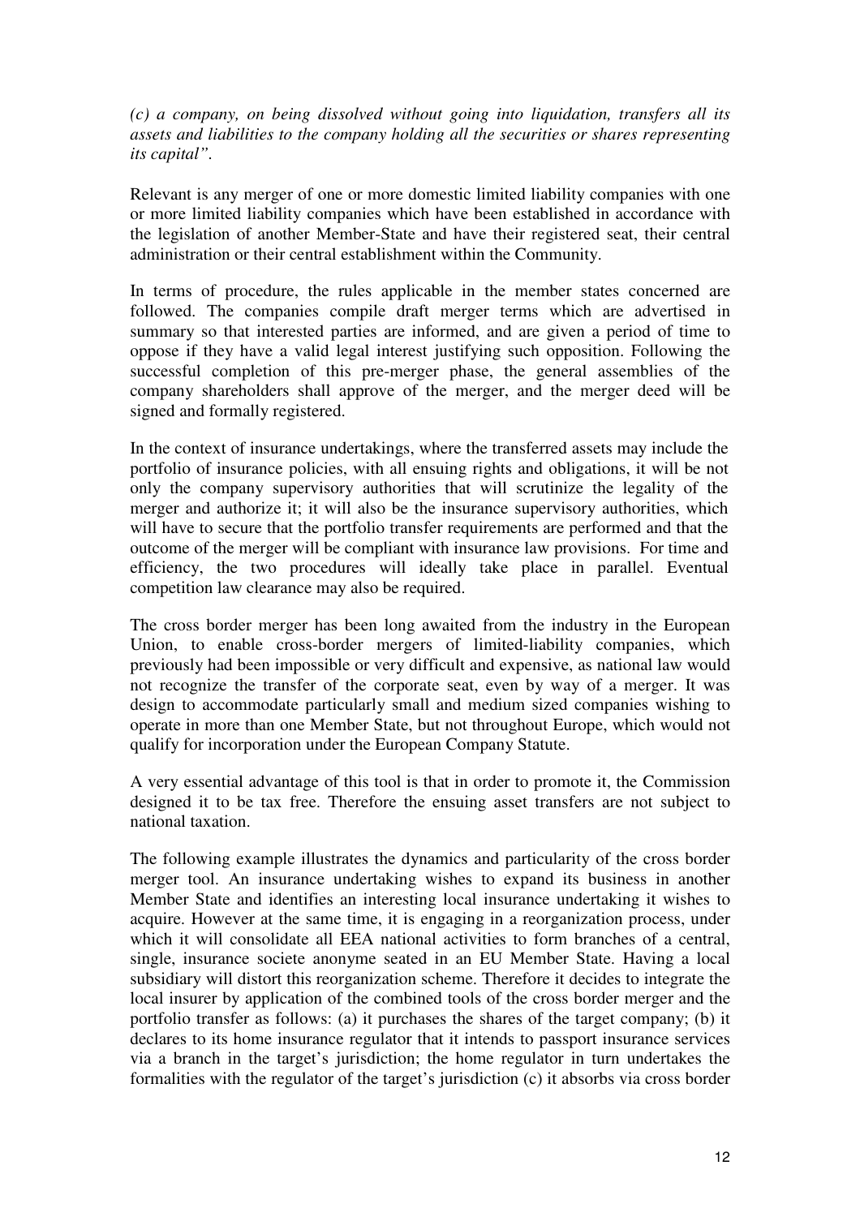*(c) a company, on being dissolved without going into liquidation, transfers all its assets and liabilities to the company holding all the securities or shares representing its capital".*

Relevant is any merger of one or more domestic limited liability companies with one or more limited liability companies which have been established in accordance with the legislation of another Member-State and have their registered seat, their central administration or their central establishment within the Community.

In terms of procedure, the rules applicable in the member states concerned are followed. The companies compile draft merger terms which are advertised in summary so that interested parties are informed, and are given a period of time to oppose if they have a valid legal interest justifying such opposition. Following the successful completion of this pre-merger phase, the general assemblies of the company shareholders shall approve of the merger, and the merger deed will be signed and formally registered.

In the context of insurance undertakings, where the transferred assets may include the portfolio of insurance policies, with all ensuing rights and obligations, it will be not only the company supervisory authorities that will scrutinize the legality of the merger and authorize it; it will also be the insurance supervisory authorities, which will have to secure that the portfolio transfer requirements are performed and that the outcome of the merger will be compliant with insurance law provisions. For time and efficiency, the two procedures will ideally take place in parallel. Eventual competition law clearance may also be required.

The cross border merger has been long awaited from the industry in the European Union, to enable cross-border mergers of limited-liability companies, which previously had been impossible or very difficult and expensive, as national law would not recognize the transfer of the corporate seat, even by way of a merger. It was design to accommodate particularly small and medium sized companies wishing to operate in more than one Member State, but not throughout Europe, which would not qualify for incorporation under the European Company Statute.

A very essential advantage of this tool is that in order to promote it, the Commission designed it to be tax free. Therefore the ensuing asset transfers are not subject to national taxation.

The following example illustrates the dynamics and particularity of the cross border merger tool. An insurance undertaking wishes to expand its business in another Member State and identifies an interesting local insurance undertaking it wishes to acquire. However at the same time, it is engaging in a reorganization process, under which it will consolidate all EEA national activities to form branches of a central, single, insurance societe anonyme seated in an EU Member State. Having a local subsidiary will distort this reorganization scheme. Therefore it decides to integrate the local insurer by application of the combined tools of the cross border merger and the portfolio transfer as follows: (a) it purchases the shares of the target company; (b) it declares to its home insurance regulator that it intends to passport insurance services via a branch in the target's jurisdiction; the home regulator in turn undertakes the formalities with the regulator of the target's jurisdiction (c) it absorbs via cross border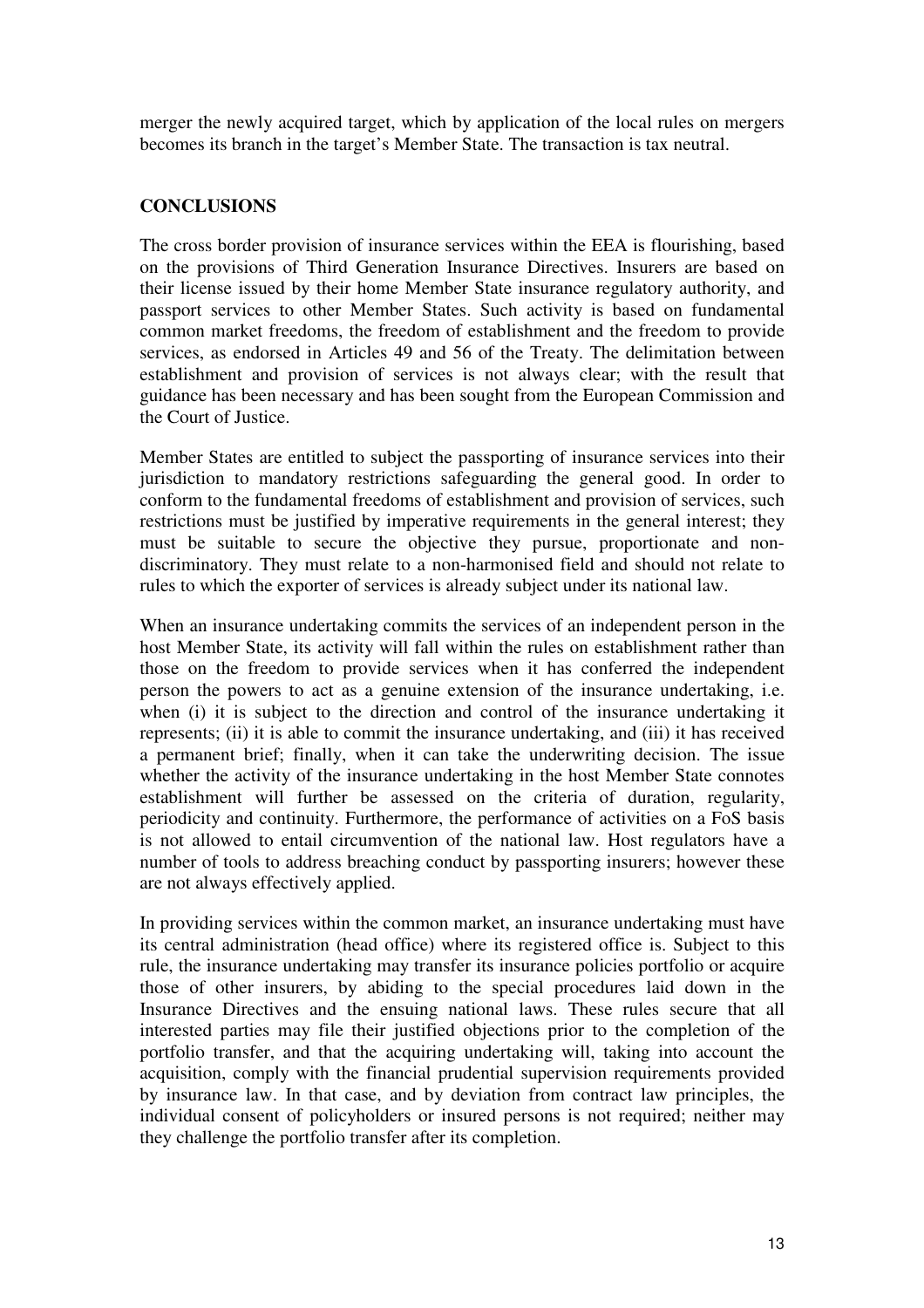merger the newly acquired target, which by application of the local rules on mergers becomes its branch in the target's Member State. The transaction is tax neutral.

## CONCLUSIONS

The cross border provision of insurance services within the EEA is flourishing, based on the provisions of Third Generation Insurance Directives. Insurers are based on their license issued by their home Member State insurance regulatory authority, and passport services to other Member States. Such activity is based on fundamental common market freedoms, the freedom of establishment and the freedom to provide services, as endorsed in Articles 49 and 56 of the Treaty. The delimitation between establishment and provision of services is not always clear; with the result that guidance has been necessary and has been sought from the European Commission and the Court of Justice.

Member States are entitled to subject the passporting of insurance services into their jurisdiction to mandatory restrictions safeguarding the general good. In order to conform to the fundamental freedoms of establishment and provision of services, such restrictions must be justified by imperative requirements in the general interest; they must be suitable to secure the objective they pursue, proportionate and non-discriminatory. They must relate to a non-harmonised field and should not relate to rules to which the exporter of services is already subject under its national law.

When an insurance undertaking commits the services of an independent person in the host Member State, its activity will fall within the rules on establishment rather than those on the freedom to provide services when it has conferred the independent person the powers to act as a genuine extension of the insurance undertaking, i.e. when (i) it is subject to the direction and control of the insurance undertaking it represents; (ii) it is able to commit the insurance undertaking, and (iii) it has received a permanent brief; finally, when it can take the underwriting decision. The issue whether the activity of the insurance undertaking in the host Member State connotes establishment will further be assessed on the criteria of duration, regularity, periodicity and continuity. Furthermore, the performance of activities on a FoS basis is not allowed to entail circumvention of the national law. Host regulators have a number of tools to address breaching conduct by passporting insurers; however these are not always effectively applied.

In providing services within the common market, an insurance undertaking must have its central administration (head office) where its registered office is. Subject to this rule, the insurance undertaking may transfer its insurance policies portfolio or acquire those of other insurers, by abiding to the special procedures laid down in the Insurance Directives and the ensuing national laws. These rules secure that all interested parties may file their justified objections prior to the completion of the portfolio transfer, and that the acquiring undertaking will, taking into account the acquisition, comply with the financial prudential supervision requirements provided by insurance law. In that case, and by deviation from contract law principles, the individual consent of policyholders or insured persons is not required; neither may they challenge the portfolio transfer after its completion.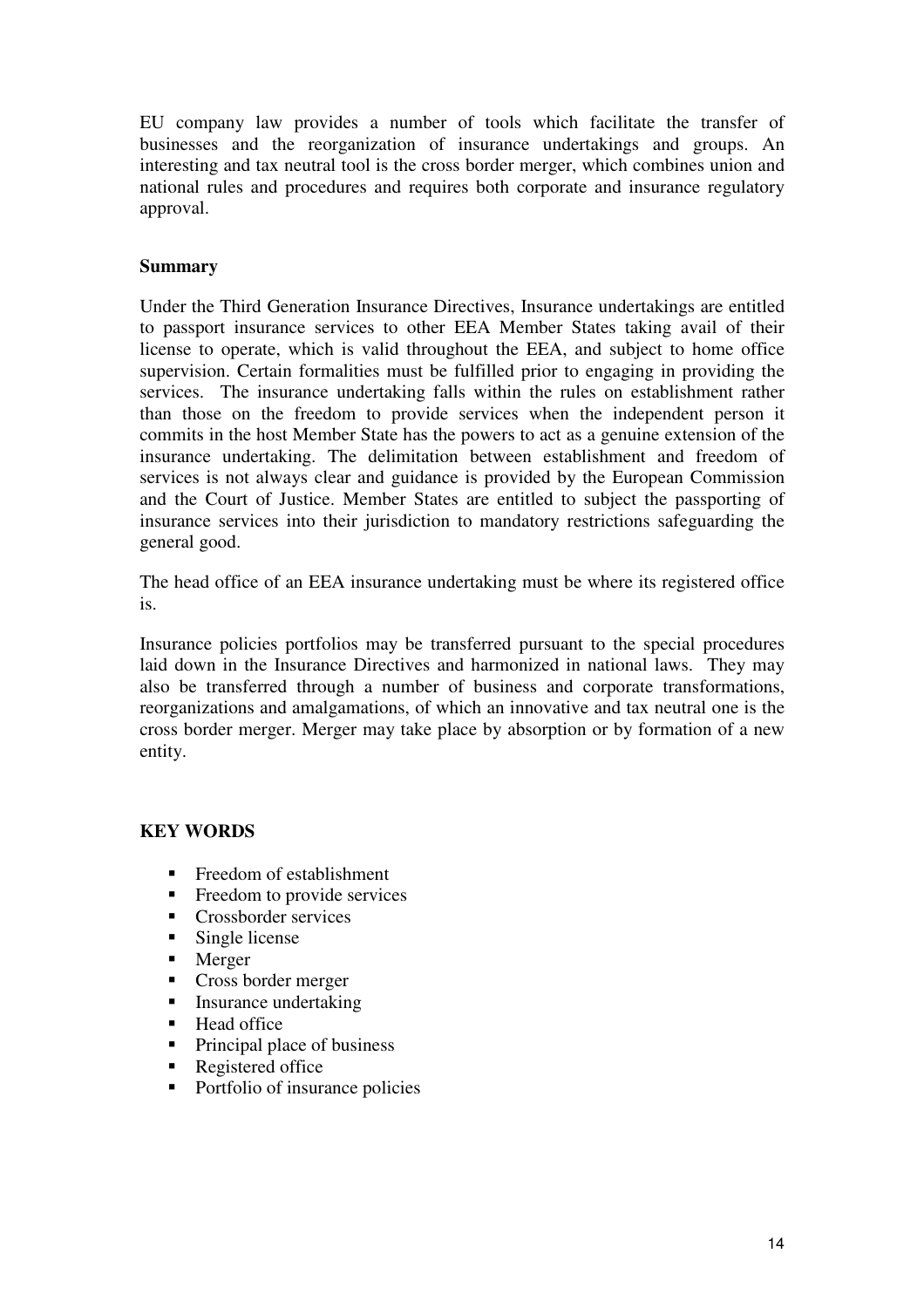EU company law provides a number of tools which facilitate the transfer of businesses and the reorganization of insurance undertakings and groups. An interesting and tax neutral tool is the cross border merger, which combines union and national rules and procedures and requires both corporate and insurance regulatory approval.

## Summary

Under the Third Generation Insurance Directives, Insurance undertakings are entitled to passport insurance services to other EEA Member States taking avail of their license to operate, which is valid throughout the EEA, and subject to home office supervision. Certain formalities must be fulfilled prior to engaging in providing the services. The insurance undertaking falls within the rules on establishment rather than those on the freedom to provide services when the independent person it commits in the host Member State has the powers to act as a genuine extension of the insurance undertaking. The delimitation between establishment and freedom of services is not always clear and guidance is provided by the European Commission and the Court of Justice. Member States are entitled to subject the passporting of insurance services into their jurisdiction to mandatory restrictions safeguarding the general good.

The head office of an EEA insurance undertaking must be where its registered office is.

Insurance policies portfolios may be transferred pursuant to the special procedures laid down in the Insurance Directives and harmonized in national laws. They may also be transferred through a number of business and corporate transformations, reorganizations and amalgamations, of which an innovative and tax neutral one is the cross border merger. Merger may take place by absorption or by formation of a new entity.

## KEY WORDS

- Freedom of establishment
- Freedom to provide services
- Crossborder services
- Single license
- Merger
- Cross border merger
- Insurance undertaking
- Head office
- Principal place of business
- Registered office
- Portfolio of insurance policies